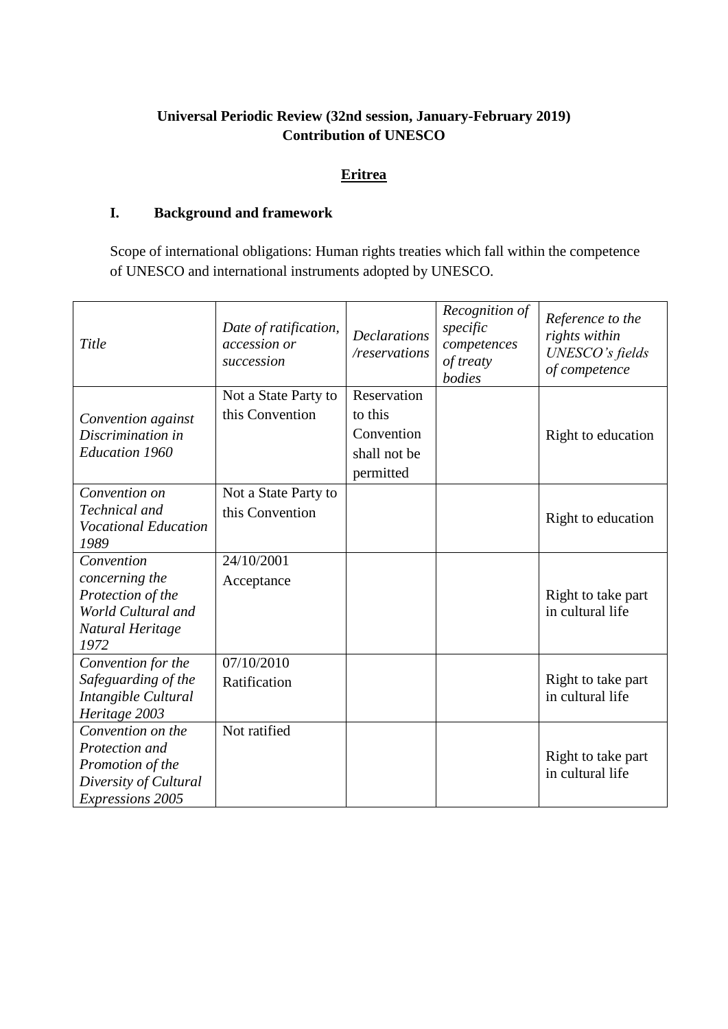**Universal Periodic Review (32nd session, January-February 2019)**
**Contribution of UNESCO**

## Eritrea

### I. Background and framework

Scope of international obligations: Human rights treaties which fall within the competence of UNESCO and international instruments adopted by UNESCO.

| *Title* | *Date of ratification, accession or succession* | *Declarations /reservations* | *Recognition of specific competences of treaty bodies* | *Reference to the rights within UNESCO's fields of competence* |
|---|---|---|---|---|
| *Convention against Discrimination in Education 1960* | Not a State Party to this Convention | Reservation to this Convention shall not be permitted | | Right to education |
| *Convention on Technical and Vocational Education 1989* | Not a State Party to this Convention | | | Right to education |
| *Convention concerning the Protection of the World Cultural and Natural Heritage 1972* | 24/10/2001 Acceptance | | | Right to take part in cultural life |
| *Convention for the Safeguarding of the Intangible Cultural Heritage 2003* | 07/10/2010 Ratification | | | Right to take part in cultural life |
| *Convention on the Protection and Promotion of the Diversity of Cultural Expressions 2005* | Not ratified | | | Right to take part in cultural life |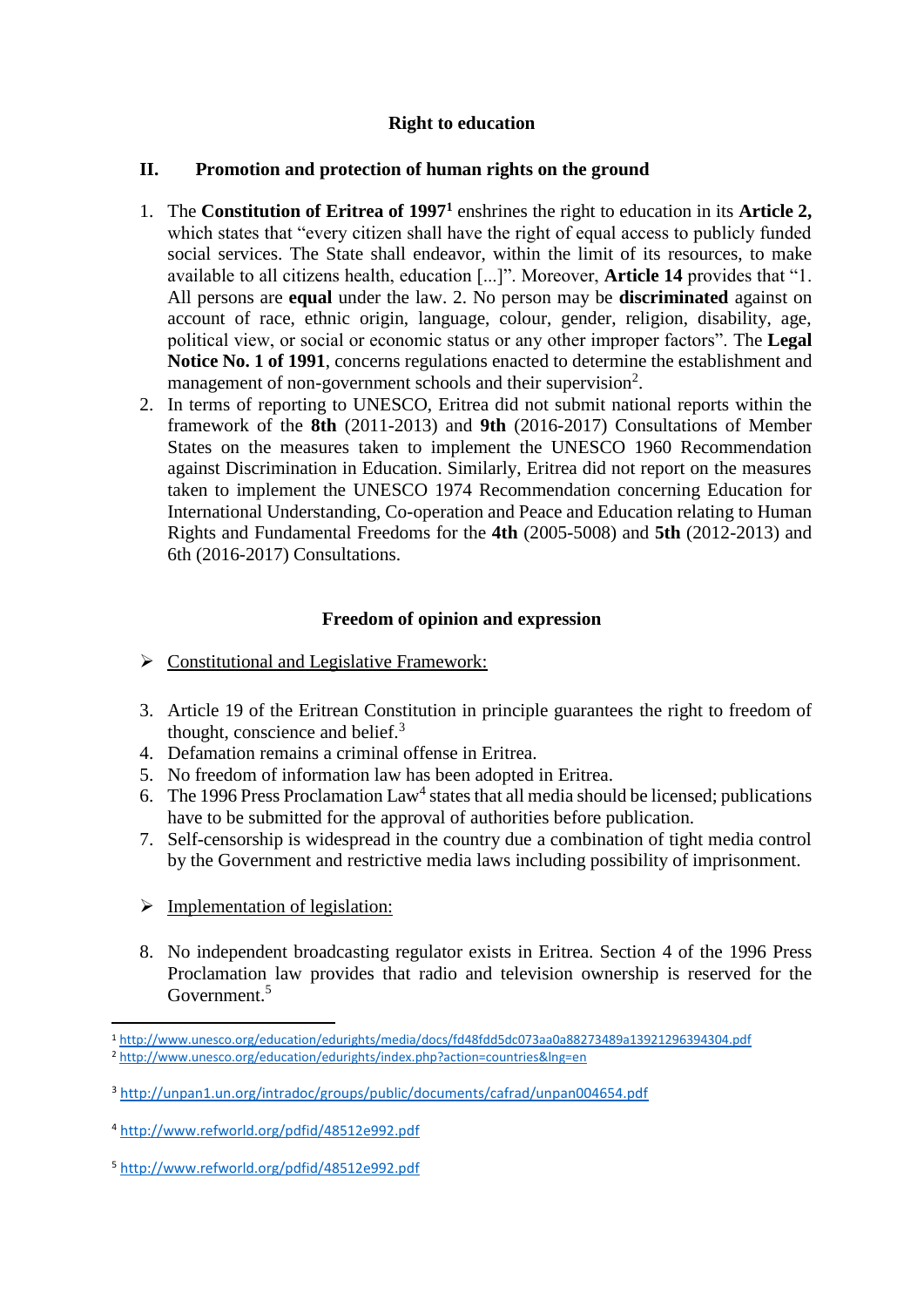**Right to education**

## II. Promotion and protection of human rights on the ground

1. The **Constitution of Eritrea of 1997**[1] enshrines the right to education in its **Article 2,** which states that "every citizen shall have the right of equal access to publicly funded social services. The State shall endeavor, within the limit of its resources, to make available to all citizens health, education [...]". Moreover, **Article 14** provides that "1. All persons are **equal** under the law. 2. No person may be **discriminated** against on account of race, ethnic origin, language, colour, gender, religion, disability, age, political view, or social or economic status or any other improper factors". The **Legal Notice No. 1 of 1991**, concerns regulations enacted to determine the establishment and management of non-government schools and their supervision[2].
2. In terms of reporting to UNESCO, Eritrea did not submit national reports within the framework of the **8th** (2011-2013) and **9th** (2016-2017) Consultations of Member States on the measures taken to implement the UNESCO 1960 Recommendation against Discrimination in Education. Similarly, Eritrea did not report on the measures taken to implement the UNESCO 1974 Recommendation concerning Education for International Understanding, Co-operation and Peace and Education relating to Human Rights and Fundamental Freedoms for the **4th** (2005-5008) and **5th** (2012-2013) and 6th (2016-2017) Consultations.

**Freedom of opinion and expression**

- Constitutional and Legislative Framework:

3. Article 19 of the Eritrean Constitution in principle guarantees the right to freedom of thought, conscience and belief.[3]
4. Defamation remains a criminal offense in Eritrea.
5. No freedom of information law has been adopted in Eritrea.
6. The 1996 Press Proclamation Law[4] states that all media should be licensed; publications have to be submitted for the approval of authorities before publication.
7. Self-censorship is widespread in the country due a combination of tight media control by the Government and restrictive media laws including possibility of imprisonment.

- Implementation of legislation:

8. No independent broadcasting regulator exists in Eritrea. Section 4 of the 1996 Press Proclamation law provides that radio and television ownership is reserved for the Government.[5]

---

[1] http://www.unesco.org/education/edurights/media/docs/fd48fdd5dc073aa0a88273489a13921296394304.pdf

[2] http://www.unesco.org/education/edurights/index.php?action=countries&lng=en

[3] http://unpan1.un.org/intradoc/groups/public/documents/cafrad/unpan004654.pdf

[4] http://www.refworld.org/pdfid/48512e992.pdf

[5] http://www.refworld.org/pdfid/48512e992.pdf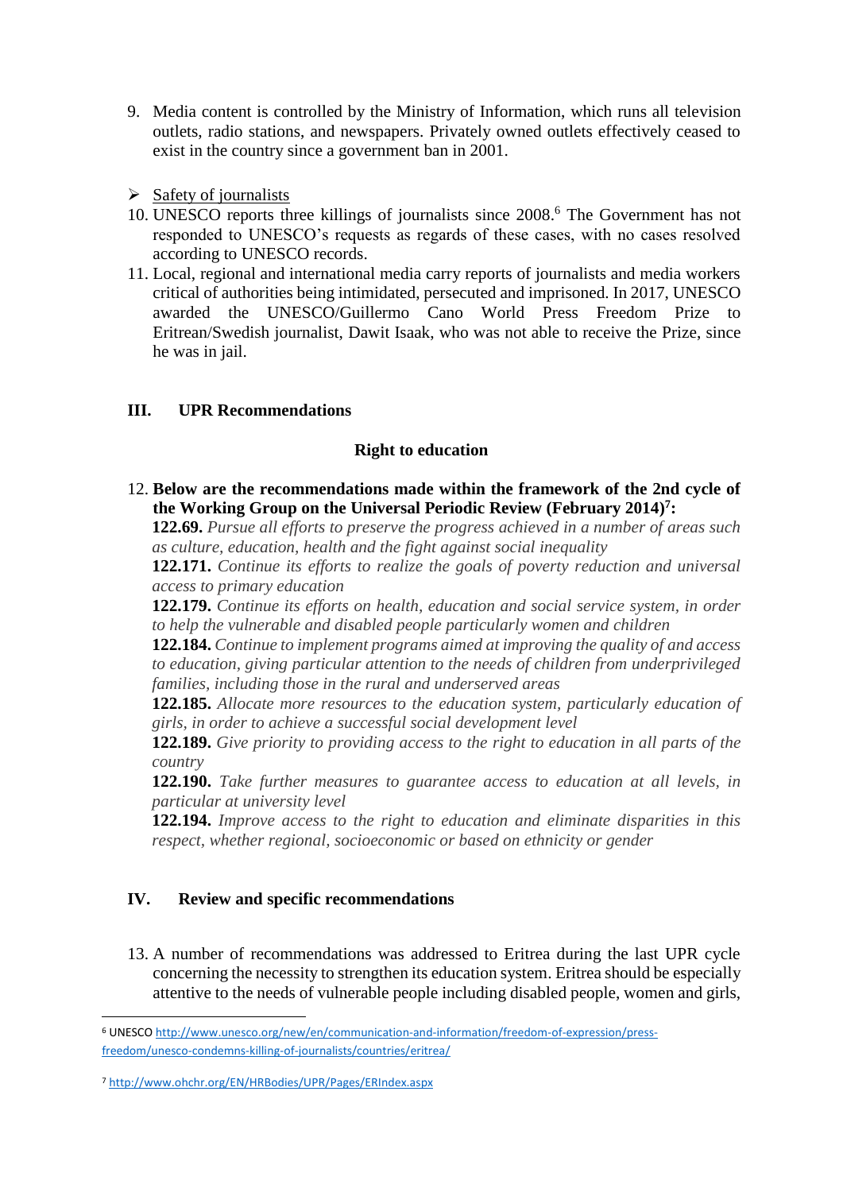9. Media content is controlled by the Ministry of Information, which runs all television outlets, radio stations, and newspapers. Privately owned outlets effectively ceased to exist in the country since a government ban in 2001.

➢ Safety of journalists

10. UNESCO reports three killings of journalists since 2008.[6] The Government has not responded to UNESCO's requests as regards of these cases, with no cases resolved according to UNESCO records.
11. Local, regional and international media carry reports of journalists and media workers critical of authorities being intimidated, persecuted and imprisoned. In 2017, UNESCO awarded the UNESCO/Guillermo Cano World Press Freedom Prize to Eritrean/Swedish journalist, Dawit Isaak, who was not able to receive the Prize, since he was in jail.

## III. UPR Recommendations

### Right to education

12. **Below are the recommendations made within the framework of the 2nd cycle of the Working Group on the Universal Periodic Review (February 2014)[7]:**

**122.69.** *Pursue all efforts to preserve the progress achieved in a number of areas such as culture, education, health and the fight against social inequality*

**122.171.** *Continue its efforts to realize the goals of poverty reduction and universal access to primary education*

**122.179.** *Continue its efforts on health, education and social service system, in order to help the vulnerable and disabled people particularly women and children*

**122.184.** *Continue to implement programs aimed at improving the quality of and access to education, giving particular attention to the needs of children from underprivileged families, including those in the rural and underserved areas*

**122.185.** *Allocate more resources to the education system, particularly education of girls, in order to achieve a successful social development level*

**122.189.** *Give priority to providing access to the right to education in all parts of the country*

**122.190.** *Take further measures to guarantee access to education at all levels, in particular at university level*

**122.194.** *Improve access to the right to education and eliminate disparities in this respect, whether regional, socioeconomic or based on ethnicity or gender*

## IV. Review and specific recommendations

13. A number of recommendations was addressed to Eritrea during the last UPR cycle concerning the necessity to strengthen its education system. Eritrea should be especially attentive to the needs of vulnerable people including disabled people, women and girls,

---

[6] UNESCO http://www.unesco.org/new/en/communication-and-information/freedom-of-expression/press-freedom/unesco-condemns-killing-of-journalists/countries/eritrea/

[7] http://www.ohchr.org/EN/HRBodies/UPR/Pages/ERIndex.aspx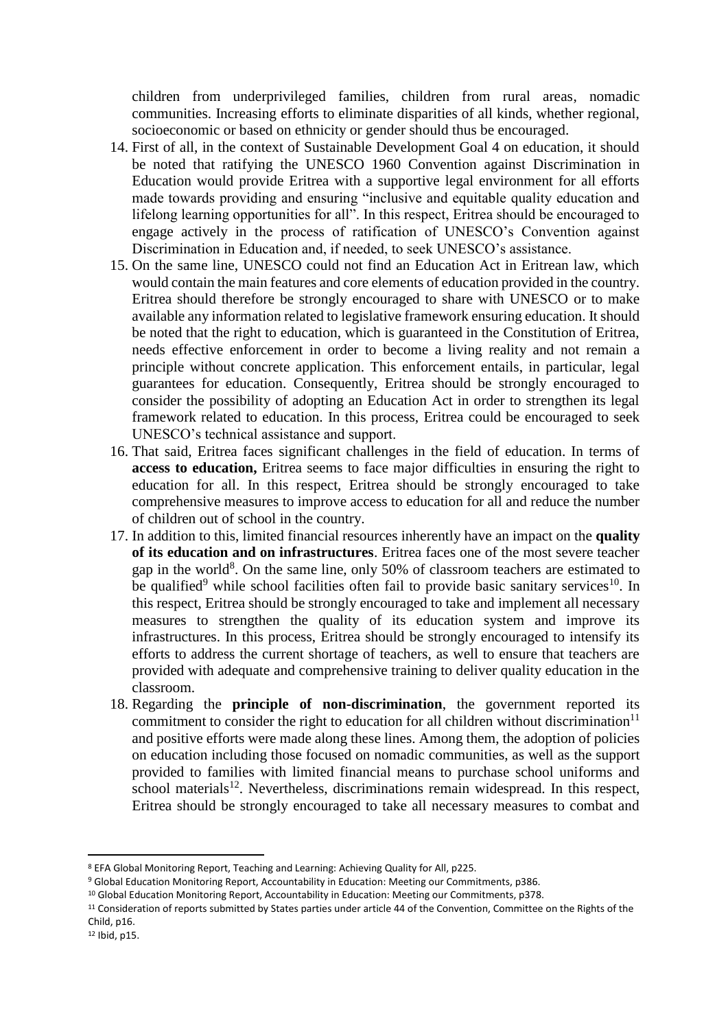children from underprivileged families, children from rural areas, nomadic communities. Increasing efforts to eliminate disparities of all kinds, whether regional, socioeconomic or based on ethnicity or gender should thus be encouraged.

14. First of all, in the context of Sustainable Development Goal 4 on education, it should be noted that ratifying the UNESCO 1960 Convention against Discrimination in Education would provide Eritrea with a supportive legal environment for all efforts made towards providing and ensuring "inclusive and equitable quality education and lifelong learning opportunities for all". In this respect, Eritrea should be encouraged to engage actively in the process of ratification of UNESCO's Convention against Discrimination in Education and, if needed, to seek UNESCO's assistance.
15. On the same line, UNESCO could not find an Education Act in Eritrean law, which would contain the main features and core elements of education provided in the country. Eritrea should therefore be strongly encouraged to share with UNESCO or to make available any information related to legislative framework ensuring education. It should be noted that the right to education, which is guaranteed in the Constitution of Eritrea, needs effective enforcement in order to become a living reality and not remain a principle without concrete application. This enforcement entails, in particular, legal guarantees for education. Consequently, Eritrea should be strongly encouraged to consider the possibility of adopting an Education Act in order to strengthen its legal framework related to education. In this process, Eritrea could be encouraged to seek UNESCO's technical assistance and support.
16. That said, Eritrea faces significant challenges in the field of education. In terms of **access to education,** Eritrea seems to face major difficulties in ensuring the right to education for all. In this respect, Eritrea should be strongly encouraged to take comprehensive measures to improve access to education for all and reduce the number of children out of school in the country.
17. In addition to this, limited financial resources inherently have an impact on the **quality of its education and on infrastructures**. Eritrea faces one of the most severe teacher gap in the world[8]. On the same line, only 50% of classroom teachers are estimated to be qualified[9] while school facilities often fail to provide basic sanitary services[10]. In this respect, Eritrea should be strongly encouraged to take and implement all necessary measures to strengthen the quality of its education system and improve its infrastructures. In this process, Eritrea should be strongly encouraged to intensify its efforts to address the current shortage of teachers, as well to ensure that teachers are provided with adequate and comprehensive training to deliver quality education in the classroom.
18. Regarding the **principle of non-discrimination**, the government reported its commitment to consider the right to education for all children without discrimination[11] and positive efforts were made along these lines. Among them, the adoption of policies on education including those focused on nomadic communities, as well as the support provided to families with limited financial means to purchase school uniforms and school materials[12]. Nevertheless, discriminations remain widespread. In this respect, Eritrea should be strongly encouraged to take all necessary measures to combat and

[8] EFA Global Monitoring Report, Teaching and Learning: Achieving Quality for All, p225.

[9] Global Education Monitoring Report, Accountability in Education: Meeting our Commitments, p386.

[10] Global Education Monitoring Report, Accountability in Education: Meeting our Commitments, p378.

[11] Consideration of reports submitted by States parties under article 44 of the Convention, Committee on the Rights of the Child, p16.

[12] Ibid, p15.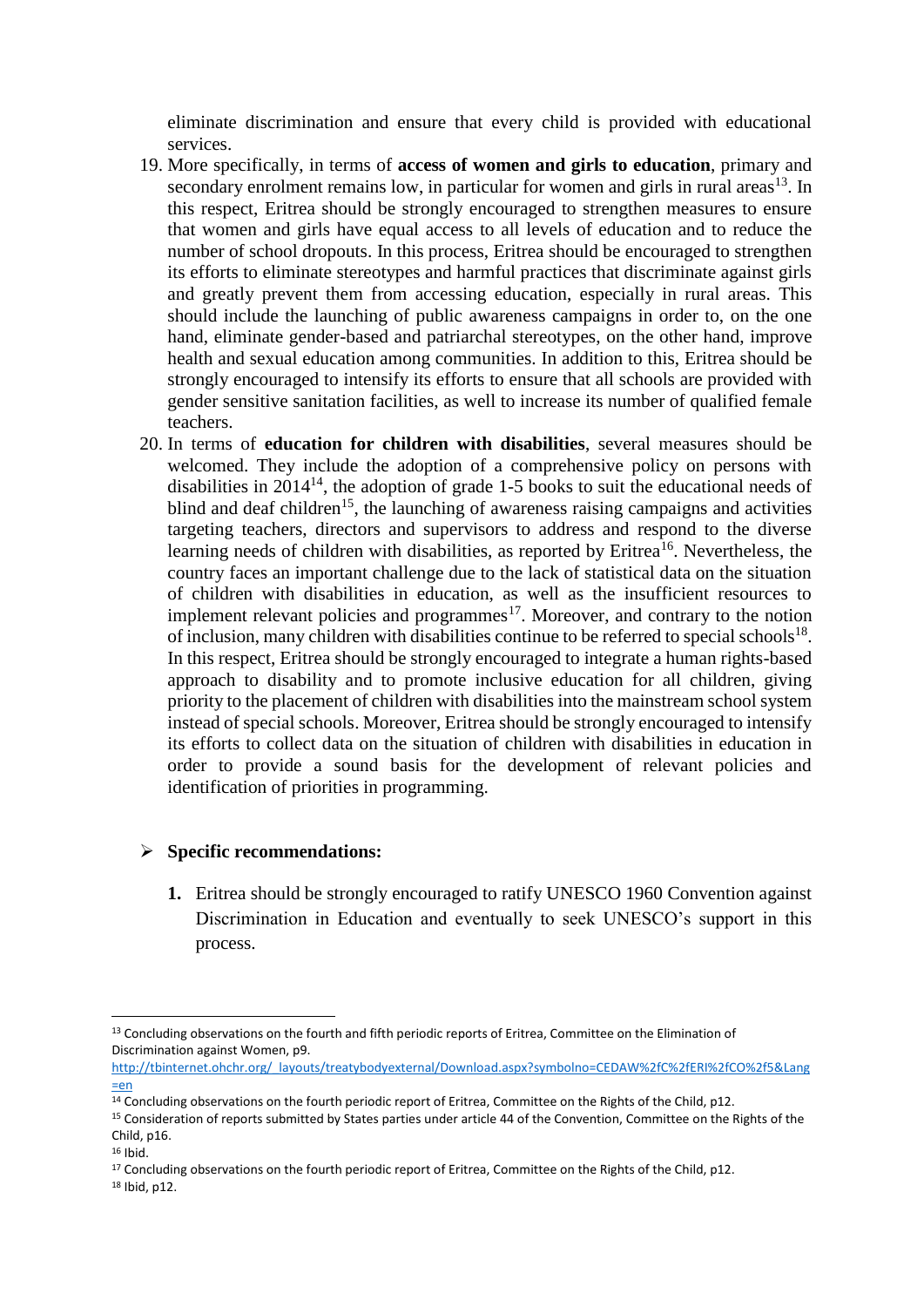eliminate discrimination and ensure that every child is provided with educational services.

19. More specifically, in terms of **access of women and girls to education**, primary and secondary enrolment remains low, in particular for women and girls in rural areas[13]. In this respect, Eritrea should be strongly encouraged to strengthen measures to ensure that women and girls have equal access to all levels of education and to reduce the number of school dropouts. In this process, Eritrea should be encouraged to strengthen its efforts to eliminate stereotypes and harmful practices that discriminate against girls and greatly prevent them from accessing education, especially in rural areas. This should include the launching of public awareness campaigns in order to, on the one hand, eliminate gender-based and patriarchal stereotypes, on the other hand, improve health and sexual education among communities. In addition to this, Eritrea should be strongly encouraged to intensify its efforts to ensure that all schools are provided with gender sensitive sanitation facilities, as well to increase its number of qualified female teachers.

20. In terms of **education for children with disabilities**, several measures should be welcomed. They include the adoption of a comprehensive policy on persons with disabilities in 2014[14], the adoption of grade 1-5 books to suit the educational needs of blind and deaf children[15], the launching of awareness raising campaigns and activities targeting teachers, directors and supervisors to address and respond to the diverse learning needs of children with disabilities, as reported by Eritrea[16]. Nevertheless, the country faces an important challenge due to the lack of statistical data on the situation of children with disabilities in education, as well as the insufficient resources to implement relevant policies and programmes[17]. Moreover, and contrary to the notion of inclusion, many children with disabilities continue to be referred to special schools[18]. In this respect, Eritrea should be strongly encouraged to integrate a human rights-based approach to disability and to promote inclusive education for all children, giving priority to the placement of children with disabilities into the mainstream school system instead of special schools. Moreover, Eritrea should be strongly encouraged to intensify its efforts to collect data on the situation of children with disabilities in education in order to provide a sound basis for the development of relevant policies and identification of priorities in programming.

➢ **Specific recommendations:**

**1.** Eritrea should be strongly encouraged to ratify UNESCO 1960 Convention against Discrimination in Education and eventually to seek UNESCO's support in this process.

---

[13] Concluding observations on the fourth and fifth periodic reports of Eritrea, Committee on the Elimination of Discrimination against Women, p9. http://tbinternet.ohchr.org/_layouts/treatybodyexternal/Download.aspx?symbolno=CEDAW%2fC%2fERI%2fCO%2f5&Lang=en

[14] Concluding observations on the fourth periodic report of Eritrea, Committee on the Rights of the Child, p12.

[15] Consideration of reports submitted by States parties under article 44 of the Convention, Committee on the Rights of the Child, p16.

[16] Ibid.

[17] Concluding observations on the fourth periodic report of Eritrea, Committee on the Rights of the Child, p12.

[18] Ibid, p12.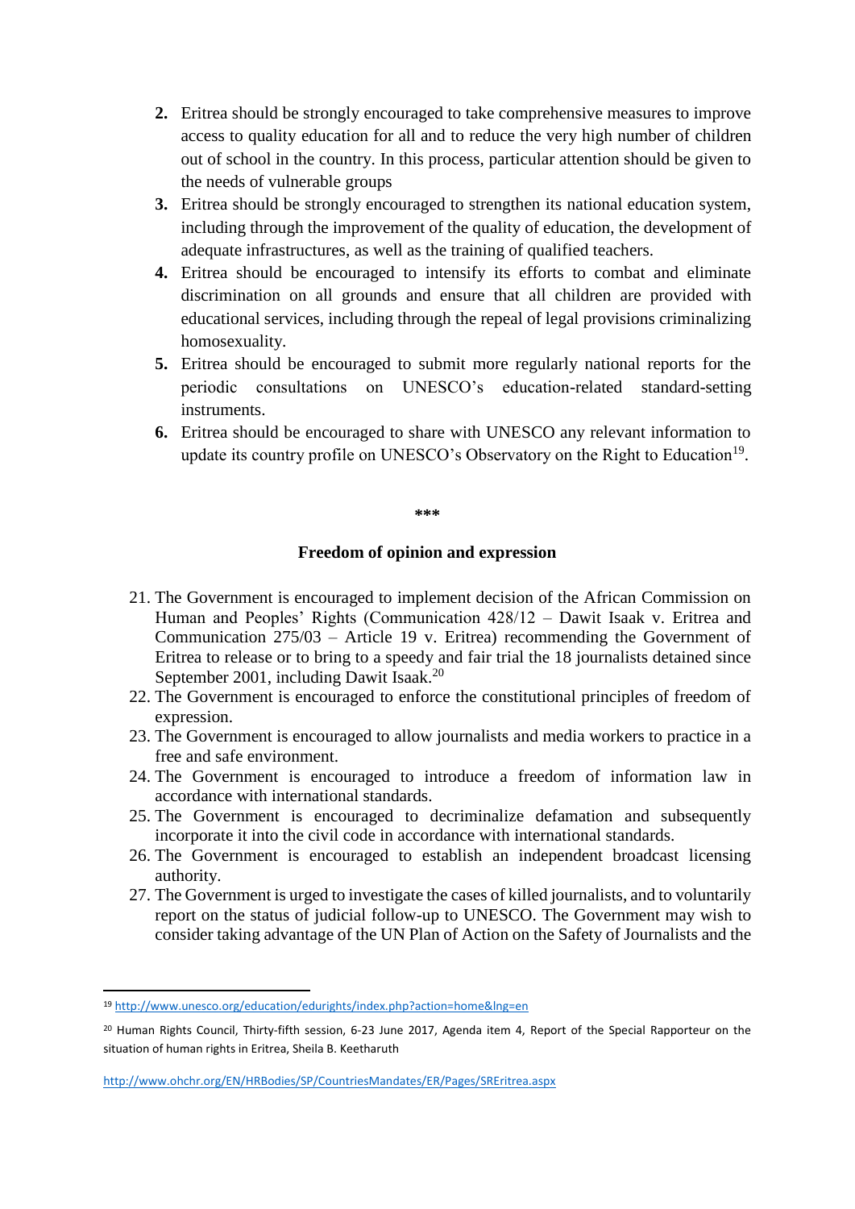2. Eritrea should be strongly encouraged to take comprehensive measures to improve access to quality education for all and to reduce the very high number of children out of school in the country. In this process, particular attention should be given to the needs of vulnerable groups
3. Eritrea should be strongly encouraged to strengthen its national education system, including through the improvement of the quality of education, the development of adequate infrastructures, as well as the training of qualified teachers.
4. Eritrea should be encouraged to intensify its efforts to combat and eliminate discrimination on all grounds and ensure that all children are provided with educational services, including through the repeal of legal provisions criminalizing homosexuality.
5. Eritrea should be encouraged to submit more regularly national reports for the periodic consultations on UNESCO's education-related standard-setting instruments.
6. Eritrea should be encouraged to share with UNESCO any relevant information to update its country profile on UNESCO's Observatory on the Right to Education[19].

***

### Freedom of opinion and expression

21. The Government is encouraged to implement decision of the African Commission on Human and Peoples' Rights (Communication 428/12 – Dawit Isaak v. Eritrea and Communication 275/03 – Article 19 v. Eritrea) recommending the Government of Eritrea to release or to bring to a speedy and fair trial the 18 journalists detained since September 2001, including Dawit Isaak.[20]
22. The Government is encouraged to enforce the constitutional principles of freedom of expression.
23. The Government is encouraged to allow journalists and media workers to practice in a free and safe environment.
24. The Government is encouraged to introduce a freedom of information law in accordance with international standards.
25. The Government is encouraged to decriminalize defamation and subsequently incorporate it into the civil code in accordance with international standards.
26. The Government is encouraged to establish an independent broadcast licensing authority.
27. The Government is urged to investigate the cases of killed journalists, and to voluntarily report on the status of judicial follow-up to UNESCO. The Government may wish to consider taking advantage of the UN Plan of Action on the Safety of Journalists and the

---

[19] http://www.unesco.org/education/edurights/index.php?action=home&lng=en

[20] Human Rights Council, Thirty-fifth session, 6-23 June 2017, Agenda item 4, Report of the Special Rapporteur on the situation of human rights in Eritrea, Sheila B. Keetharuth

http://www.ohchr.org/EN/HRBodies/SP/CountriesMandates/ER/Pages/SREritrea.aspx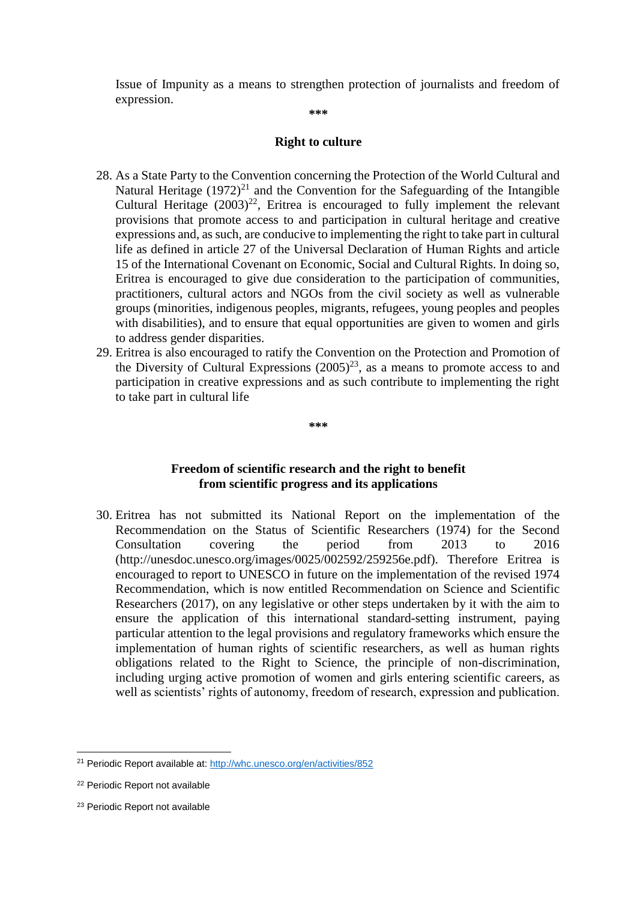Issue of Impunity as a means to strengthen protection of journalists and freedom of expression.

***

**Right to culture**

28. As a State Party to the Convention concerning the Protection of the World Cultural and Natural Heritage (1972)[21] and the Convention for the Safeguarding of the Intangible Cultural Heritage (2003)[22], Eritrea is encouraged to fully implement the relevant provisions that promote access to and participation in cultural heritage and creative expressions and, as such, are conducive to implementing the right to take part in cultural life as defined in article 27 of the Universal Declaration of Human Rights and article 15 of the International Covenant on Economic, Social and Cultural Rights. In doing so, Eritrea is encouraged to give due consideration to the participation of communities, practitioners, cultural actors and NGOs from the civil society as well as vulnerable groups (minorities, indigenous peoples, migrants, refugees, young peoples and peoples with disabilities), and to ensure that equal opportunities are given to women and girls to address gender disparities.
29. Eritrea is also encouraged to ratify the Convention on the Protection and Promotion of the Diversity of Cultural Expressions (2005)[23], as a means to promote access to and participation in creative expressions and as such contribute to implementing the right to take part in cultural life

***

**Freedom of scientific research and the right to benefit from scientific progress and its applications**

30. Eritrea has not submitted its National Report on the implementation of the Recommendation on the Status of Scientific Researchers (1974) for the Second Consultation covering the period from 2013 to 2016 (http://unesdoc.unesco.org/images/0025/002592/259256e.pdf). Therefore Eritrea is encouraged to report to UNESCO in future on the implementation of the revised 1974 Recommendation, which is now entitled Recommendation on Science and Scientific Researchers (2017), on any legislative or other steps undertaken by it with the aim to ensure the application of this international standard-setting instrument, paying particular attention to the legal provisions and regulatory frameworks which ensure the implementation of human rights of scientific researchers, as well as human rights obligations related to the Right to Science, the principle of non-discrimination, including urging active promotion of women and girls entering scientific careers, as well as scientists' rights of autonomy, freedom of research, expression and publication.

---

[21] Periodic Report available at: http://whc.unesco.org/en/activities/852

[22] Periodic Report not available

[23] Periodic Report not available